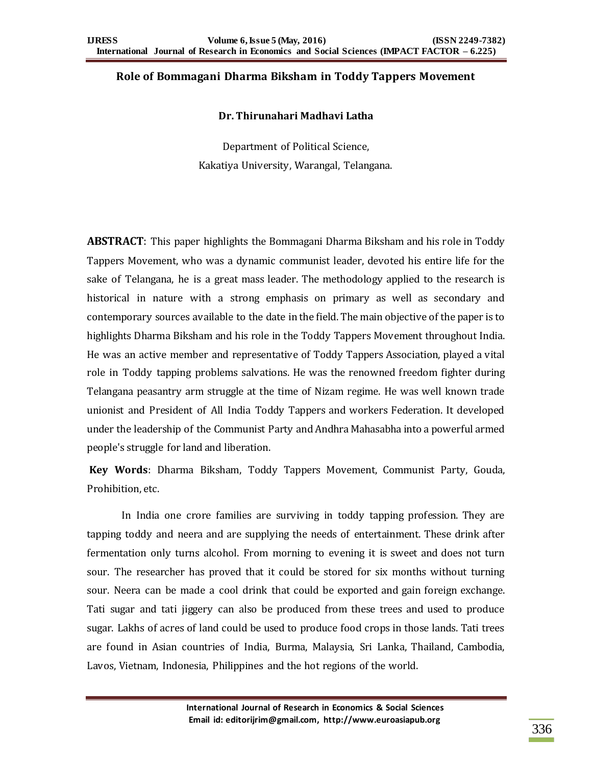# Role of Bommagani Dharma Biksham in Toddy Tappers Movement

**Dr. Thirunahari Madhavi Latha**

Department of Political Science,
Kakatiya University, Warangal, Telangana.

**ABSTRACT**: This paper highlights the Bommagani Dharma Biksham and his role in Toddy Tappers Movement, who was a dynamic communist leader, devoted his entire life for the sake of Telangana, he is a great mass leader. The methodology applied to the research is historical in nature with a strong emphasis on primary as well as secondary and contemporary sources available to the date in the field. The main objective of the paper is to highlights Dharma Biksham and his role in the Toddy Tappers Movement throughout India. He was an active member and representative of Toddy Tappers Association, played a vital role in Toddy tapping problems salvations. He was the renowned freedom fighter during Telangana peasantry arm struggle at the time of Nizam regime. He was well known trade unionist and President of All India Toddy Tappers and workers Federation. It developed under the leadership of the Communist Party and Andhra Mahasabha into a powerful armed people's struggle for land and liberation.

**Key Words**: Dharma Biksham, Toddy Tappers Movement, Communist Party, Gouda, Prohibition, etc.

In India one crore families are surviving in toddy tapping profession. They are tapping toddy and neera and are supplying the needs of entertainment. These drink after fermentation only turns alcohol. From morning to evening it is sweet and does not turn sour. The researcher has proved that it could be stored for six months without turning sour. Neera can be made a cool drink that could be exported and gain foreign exchange. Tati sugar and tati jiggery can also be produced from these trees and used to produce sugar. Lakhs of acres of land could be used to produce food crops in those lands. Tati trees are found in Asian countries of India, Burma, Malaysia, Sri Lanka, Thailand, Cambodia, Lavos, Vietnam, Indonesia, Philippines and the hot regions of the world.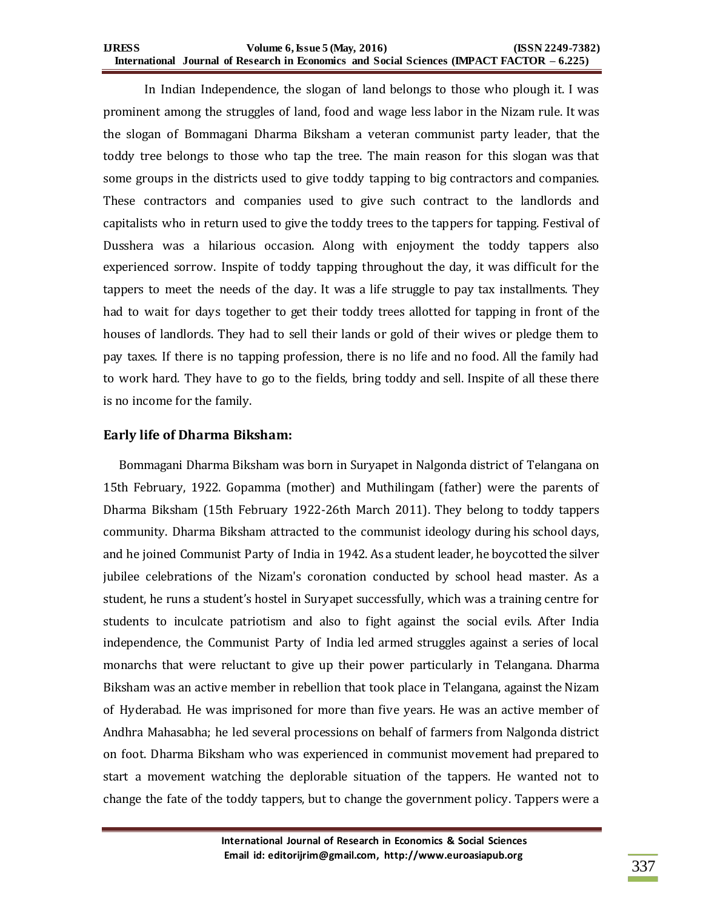In Indian Independence, the slogan of land belongs to those who plough it. I was prominent among the struggles of land, food and wage less labor in the Nizam rule. It was the slogan of Bommagani Dharma Biksham a veteran communist party leader, that the toddy tree belongs to those who tap the tree. The main reason for this slogan was that some groups in the districts used to give toddy tapping to big contractors and companies. These contractors and companies used to give such contract to the landlords and capitalists who in return used to give the toddy trees to the tappers for tapping. Festival of Dusshera was a hilarious occasion. Along with enjoyment the toddy tappers also experienced sorrow. Inspite of toddy tapping throughout the day, it was difficult for the tappers to meet the needs of the day. It was a life struggle to pay tax installments. They had to wait for days together to get their toddy trees allotted for tapping in front of the houses of landlords. They had to sell their lands or gold of their wives or pledge them to pay taxes. If there is no tapping profession, there is no life and no food. All the family had to work hard. They have to go to the fields, bring toddy and sell. Inspite of all these there is no income for the family.

## Early life of Dharma Biksham:

Bommagani Dharma Biksham was born in Suryapet in Nalgonda district of Telangana on 15th February, 1922. Gopamma (mother) and Muthilingam (father) were the parents of Dharma Biksham (15th February 1922-26th March 2011). They belong to toddy tappers community. Dharma Biksham attracted to the communist ideology during his school days, and he joined Communist Party of India in 1942. As a student leader, he boycotted the silver jubilee celebrations of the Nizam's coronation conducted by school head master. As a student, he runs a student's hostel in Suryapet successfully, which was a training centre for students to inculcate patriotism and also to fight against the social evils. After India independence, the Communist Party of India led armed struggles against a series of local monarchs that were reluctant to give up their power particularly in Telangana. Dharma Biksham was an active member in rebellion that took place in Telangana, against the Nizam of Hyderabad. He was imprisoned for more than five years. He was an active member of Andhra Mahasabha; he led several processions on behalf of farmers from Nalgonda district on foot. Dharma Biksham who was experienced in communist movement had prepared to start a movement watching the deplorable situation of the tappers. He wanted not to change the fate of the toddy tappers, but to change the government policy. Tappers were a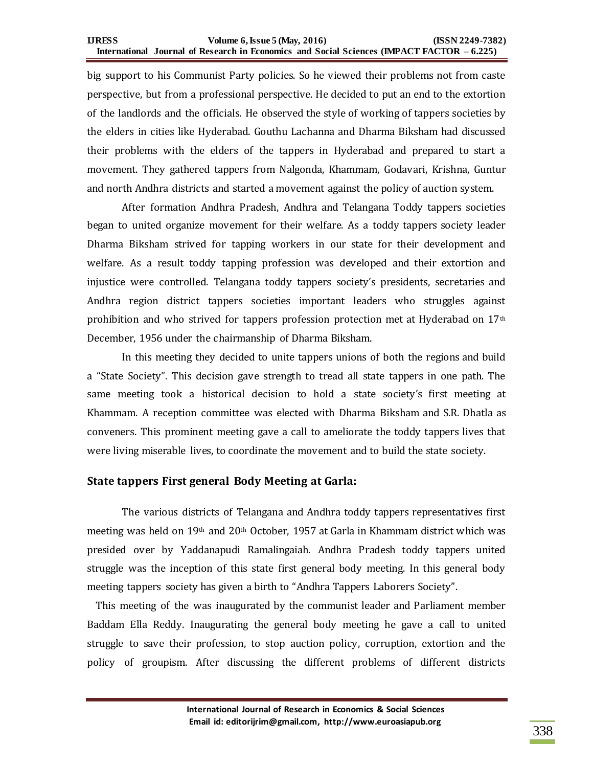big support to his Communist Party policies. So he viewed their problems not from caste perspective, but from a professional perspective. He decided to put an end to the extortion of the landlords and the officials. He observed the style of working of tappers societies by the elders in cities like Hyderabad. Gouthu Lachanna and Dharma Biksham had discussed their problems with the elders of the tappers in Hyderabad and prepared to start a movement. They gathered tappers from Nalgonda, Khammam, Godavari, Krishna, Guntur and north Andhra districts and started a movement against the policy of auction system.

After formation Andhra Pradesh, Andhra and Telangana Toddy tappers societies began to united organize movement for their welfare. As a toddy tappers society leader Dharma Biksham strived for tapping workers in our state for their development and welfare. As a result toddy tapping profession was developed and their extortion and injustice were controlled. Telangana toddy tappers society's presidents, secretaries and Andhra region district tappers societies important leaders who struggles against prohibition and who strived for tappers profession protection met at Hyderabad on 17th December, 1956 under the chairmanship of Dharma Biksham.

In this meeting they decided to unite tappers unions of both the regions and build a "State Society". This decision gave strength to tread all state tappers in one path. The same meeting took a historical decision to hold a state society's first meeting at Khammam. A reception committee was elected with Dharma Biksham and S.R. Dhatla as conveners. This prominent meeting gave a call to ameliorate the toddy tappers lives that were living miserable lives, to coordinate the movement and to build the state society.

### State tappers First general Body Meeting at Garla:

The various districts of Telangana and Andhra toddy tappers representatives first meeting was held on 19th and 20th October, 1957 at Garla in Khammam district which was presided over by Yaddanapudi Ramalingaiah. Andhra Pradesh toddy tappers united struggle was the inception of this state first general body meeting. In this general body meeting tappers society has given a birth to "Andhra Tappers Laborers Society".

This meeting of the was inaugurated by the communist leader and Parliament member Baddam Ella Reddy. Inaugurating the general body meeting he gave a call to united struggle to save their profession, to stop auction policy, corruption, extortion and the policy of groupism. After discussing the different problems of different districts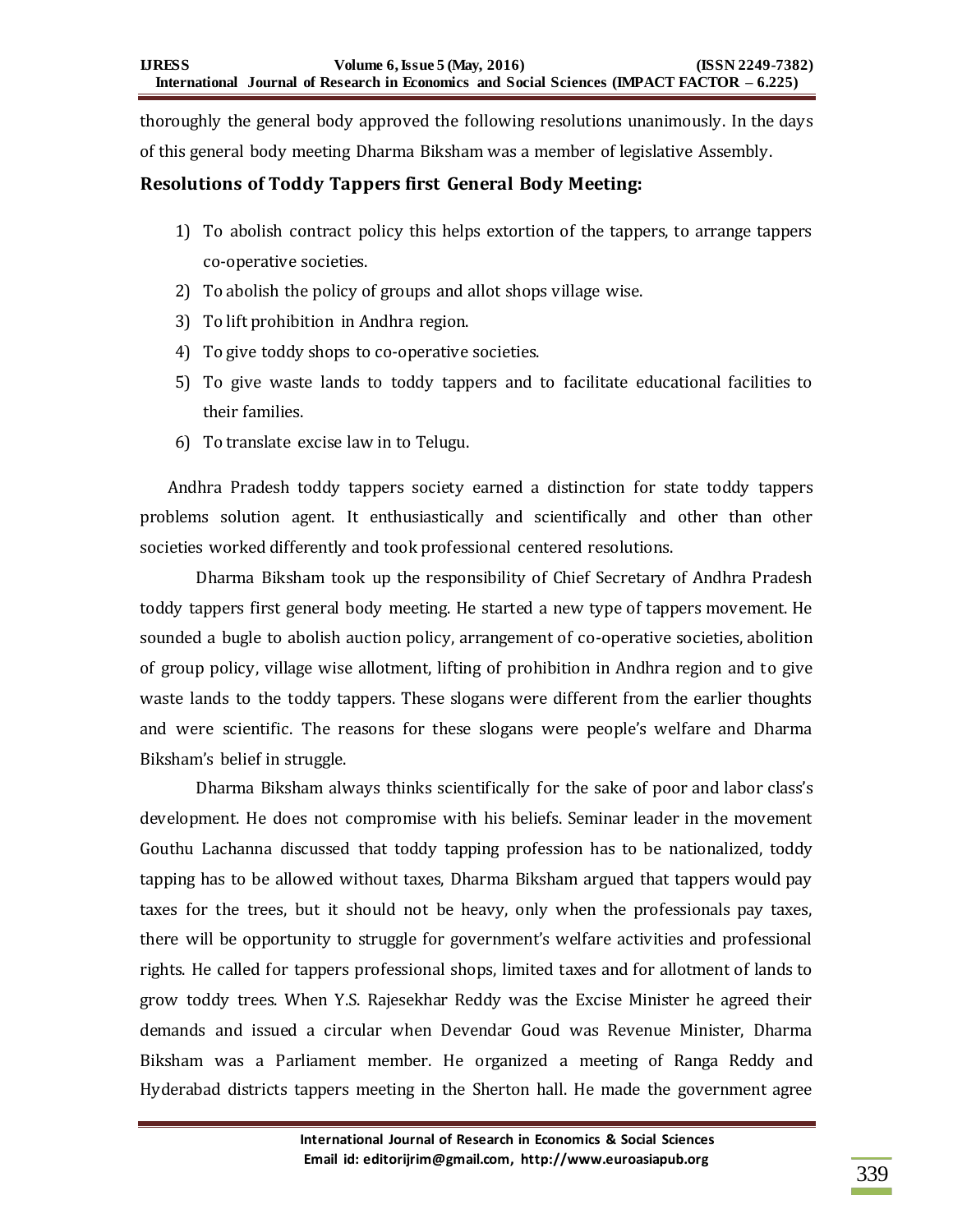thoroughly the general body approved the following resolutions unanimously. In the days of this general body meeting Dharma Biksham was a member of legislative Assembly.

### Resolutions of Toddy Tappers first General Body Meeting:

1) To abolish contract policy this helps extortion of the tappers, to arrange tappers co-operative societies.
2) To abolish the policy of groups and allot shops village wise.
3) To lift prohibition in Andhra region.
4) To give toddy shops to co-operative societies.
5) To give waste lands to toddy tappers and to facilitate educational facilities to their families.
6) To translate excise law in to Telugu.

Andhra Pradesh toddy tappers society earned a distinction for state toddy tappers problems solution agent. It enthusiastically and scientifically and other than other societies worked differently and took professional centered resolutions.

Dharma Biksham took up the responsibility of Chief Secretary of Andhra Pradesh toddy tappers first general body meeting. He started a new type of tappers movement. He sounded a bugle to abolish auction policy, arrangement of co-operative societies, abolition of group policy, village wise allotment, lifting of prohibition in Andhra region and to give waste lands to the toddy tappers. These slogans were different from the earlier thoughts and were scientific. The reasons for these slogans were people's welfare and Dharma Biksham's belief in struggle.

Dharma Biksham always thinks scientifically for the sake of poor and labor class's development. He does not compromise with his beliefs. Seminar leader in the movement Gouthu Lachanna discussed that toddy tapping profession has to be nationalized, toddy tapping has to be allowed without taxes, Dharma Biksham argued that tappers would pay taxes for the trees, but it should not be heavy, only when the professionals pay taxes, there will be opportunity to struggle for government's welfare activities and professional rights. He called for tappers professional shops, limited taxes and for allotment of lands to grow toddy trees. When Y.S. Rajesekhar Reddy was the Excise Minister he agreed their demands and issued a circular when Devendar Goud was Revenue Minister, Dharma Biksham was a Parliament member. He organized a meeting of Ranga Reddy and Hyderabad districts tappers meeting in the Sherton hall. He made the government agree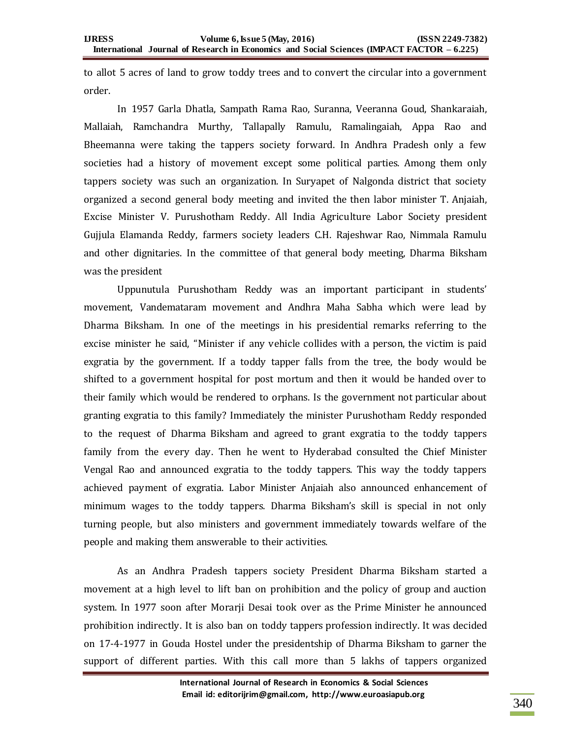to allot 5 acres of land to grow toddy trees and to convert the circular into a government order.

In 1957 Garla Dhatla, Sampath Rama Rao, Suranna, Veeranna Goud, Shankaraiah, Mallaiah, Ramchandra Murthy, Tallapally Ramulu, Ramalingaiah, Appa Rao and Bheemanna were taking the tappers society forward. In Andhra Pradesh only a few societies had a history of movement except some political parties. Among them only tappers society was such an organization. In Suryapet of Nalgonda district that society organized a second general body meeting and invited the then labor minister T. Anjaiah, Excise Minister V. Purushotham Reddy. All India Agriculture Labor Society president Gujjula Elamanda Reddy, farmers society leaders C.H. Rajeshwar Rao, Nimmala Ramulu and other dignitaries. In the committee of that general body meeting, Dharma Biksham was the president

Uppunutula Purushotham Reddy was an important participant in students' movement, Vandemataram movement and Andhra Maha Sabha which were lead by Dharma Biksham. In one of the meetings in his presidential remarks referring to the excise minister he said, "Minister if any vehicle collides with a person, the victim is paid exgratia by the government. If a toddy tapper falls from the tree, the body would be shifted to a government hospital for post mortum and then it would be handed over to their family which would be rendered to orphans. Is the government not particular about granting exgratia to this family? Immediately the minister Purushotham Reddy responded to the request of Dharma Biksham and agreed to grant exgratia to the toddy tappers family from the every day. Then he went to Hyderabad consulted the Chief Minister Vengal Rao and announced exgratia to the toddy tappers. This way the toddy tappers achieved payment of exgratia. Labor Minister Anjaiah also announced enhancement of minimum wages to the toddy tappers. Dharma Biksham's skill is special in not only turning people, but also ministers and government immediately towards welfare of the people and making them answerable to their activities.

As an Andhra Pradesh tappers society President Dharma Biksham started a movement at a high level to lift ban on prohibition and the policy of group and auction system. In 1977 soon after Morarji Desai took over as the Prime Minister he announced prohibition indirectly. It is also ban on toddy tappers profession indirectly. It was decided on 17-4-1977 in Gouda Hostel under the presidentship of Dharma Biksham to garner the support of different parties. With this call more than 5 lakhs of tappers organized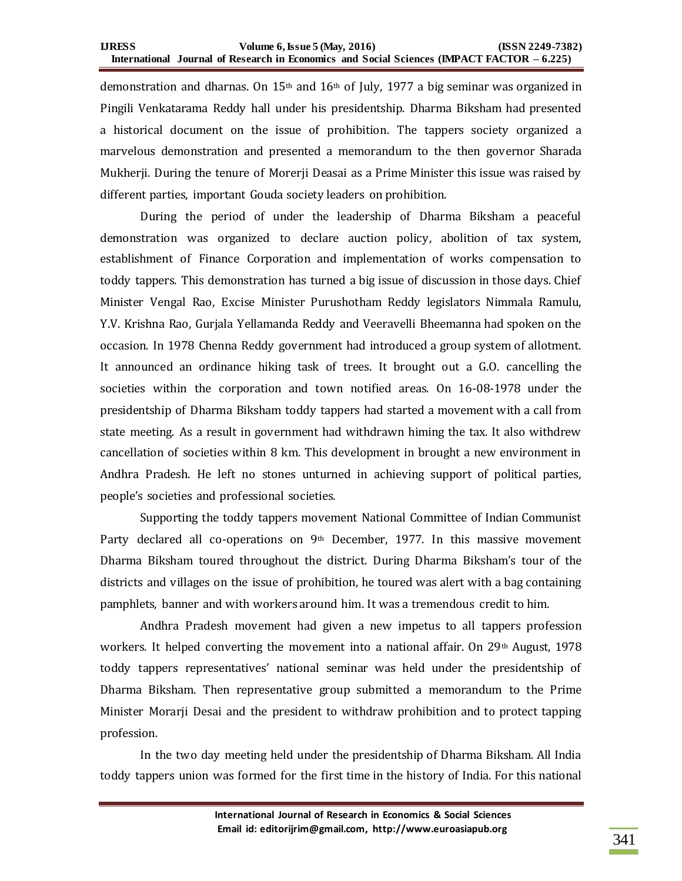demonstration and dharnas. On 15th and 16th of July, 1977 a big seminar was organized in Pingili Venkatarama Reddy hall under his presidentship. Dharma Biksham had presented a historical document on the issue of prohibition. The tappers society organized a marvelous demonstration and presented a memorandum to the then governor Sharada Mukherji. During the tenure of Morerji Deasai as a Prime Minister this issue was raised by different parties, important Gouda society leaders on prohibition.

During the period of under the leadership of Dharma Biksham a peaceful demonstration was organized to declare auction policy, abolition of tax system, establishment of Finance Corporation and implementation of works compensation to toddy tappers. This demonstration has turned a big issue of discussion in those days. Chief Minister Vengal Rao, Excise Minister Purushotham Reddy legislators Nimmala Ramulu, Y.V. Krishna Rao, Gurjala Yellamanda Reddy and Veeravelli Bheemanna had spoken on the occasion. In 1978 Chenna Reddy government had introduced a group system of allotment. It announced an ordinance hiking task of trees. It brought out a G.O. cancelling the societies within the corporation and town notified areas. On 16-08-1978 under the presidentship of Dharma Biksham toddy tappers had started a movement with a call from state meeting. As a result in government had withdrawn himing the tax. It also withdrew cancellation of societies within 8 km. This development in brought a new environment in Andhra Pradesh. He left no stones unturned in achieving support of political parties, people's societies and professional societies.

Supporting the toddy tappers movement National Committee of Indian Communist Party declared all co-operations on 9th December, 1977. In this massive movement Dharma Biksham toured throughout the district. During Dharma Biksham's tour of the districts and villages on the issue of prohibition, he toured was alert with a bag containing pamphlets, banner and with workers around him. It was a tremendous credit to him.

Andhra Pradesh movement had given a new impetus to all tappers profession workers. It helped converting the movement into a national affair. On 29th August, 1978 toddy tappers representatives' national seminar was held under the presidentship of Dharma Biksham. Then representative group submitted a memorandum to the Prime Minister Morarji Desai and the president to withdraw prohibition and to protect tapping profession.

In the two day meeting held under the presidentship of Dharma Biksham. All India toddy tappers union was formed for the first time in the history of India. For this national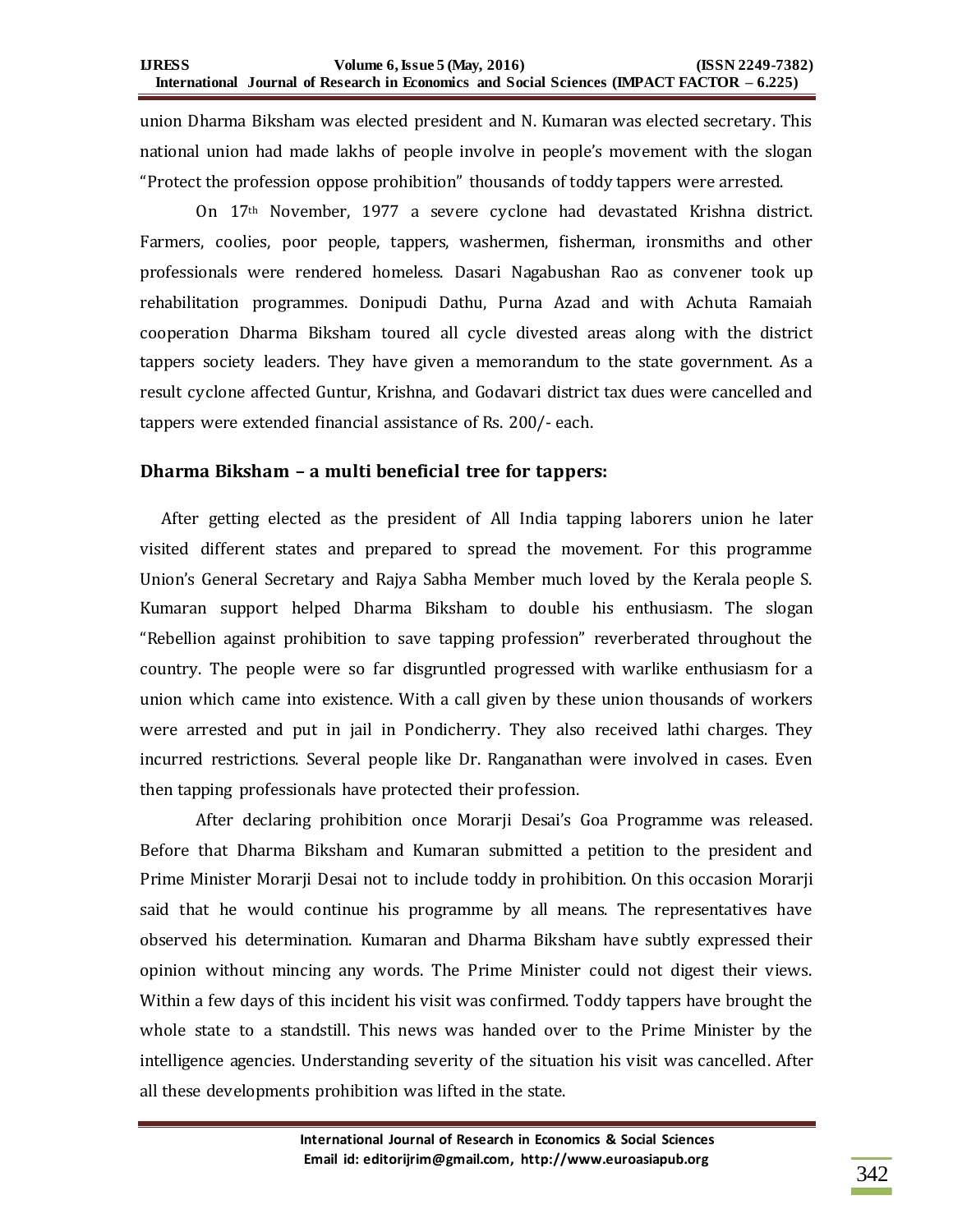union Dharma Biksham was elected president and N. Kumaran was elected secretary. This national union had made lakhs of people involve in people's movement with the slogan "Protect the profession oppose prohibition" thousands of toddy tappers were arrested.

On 17th November, 1977 a severe cyclone had devastated Krishna district. Farmers, coolies, poor people, tappers, washermen, fisherman, ironsmiths and other professionals were rendered homeless. Dasari Nagabushan Rao as convener took up rehabilitation programmes. Donipudi Dathu, Purna Azad and with Achuta Ramaiah cooperation Dharma Biksham toured all cycle divested areas along with the district tappers society leaders. They have given a memorandum to the state government. As a result cyclone affected Guntur, Krishna, and Godavari district tax dues were cancelled and tappers were extended financial assistance of Rs. 200/- each.

### Dharma Biksham – a multi beneficial tree for tappers:

After getting elected as the president of All India tapping laborers union he later visited different states and prepared to spread the movement. For this programme Union's General Secretary and Rajya Sabha Member much loved by the Kerala people S. Kumaran support helped Dharma Biksham to double his enthusiasm. The slogan "Rebellion against prohibition to save tapping profession" reverberated throughout the country. The people were so far disgruntled progressed with warlike enthusiasm for a union which came into existence. With a call given by these union thousands of workers were arrested and put in jail in Pondicherry. They also received lathi charges. They incurred restrictions. Several people like Dr. Ranganathan were involved in cases. Even then tapping professionals have protected their profession.

After declaring prohibition once Morarji Desai's Goa Programme was released. Before that Dharma Biksham and Kumaran submitted a petition to the president and Prime Minister Morarji Desai not to include toddy in prohibition. On this occasion Morarji said that he would continue his programme by all means. The representatives have observed his determination. Kumaran and Dharma Biksham have subtly expressed their opinion without mincing any words. The Prime Minister could not digest their views. Within a few days of this incident his visit was confirmed. Toddy tappers have brought the whole state to a standstill. This news was handed over to the Prime Minister by the intelligence agencies. Understanding severity of the situation his visit was cancelled. After all these developments prohibition was lifted in the state.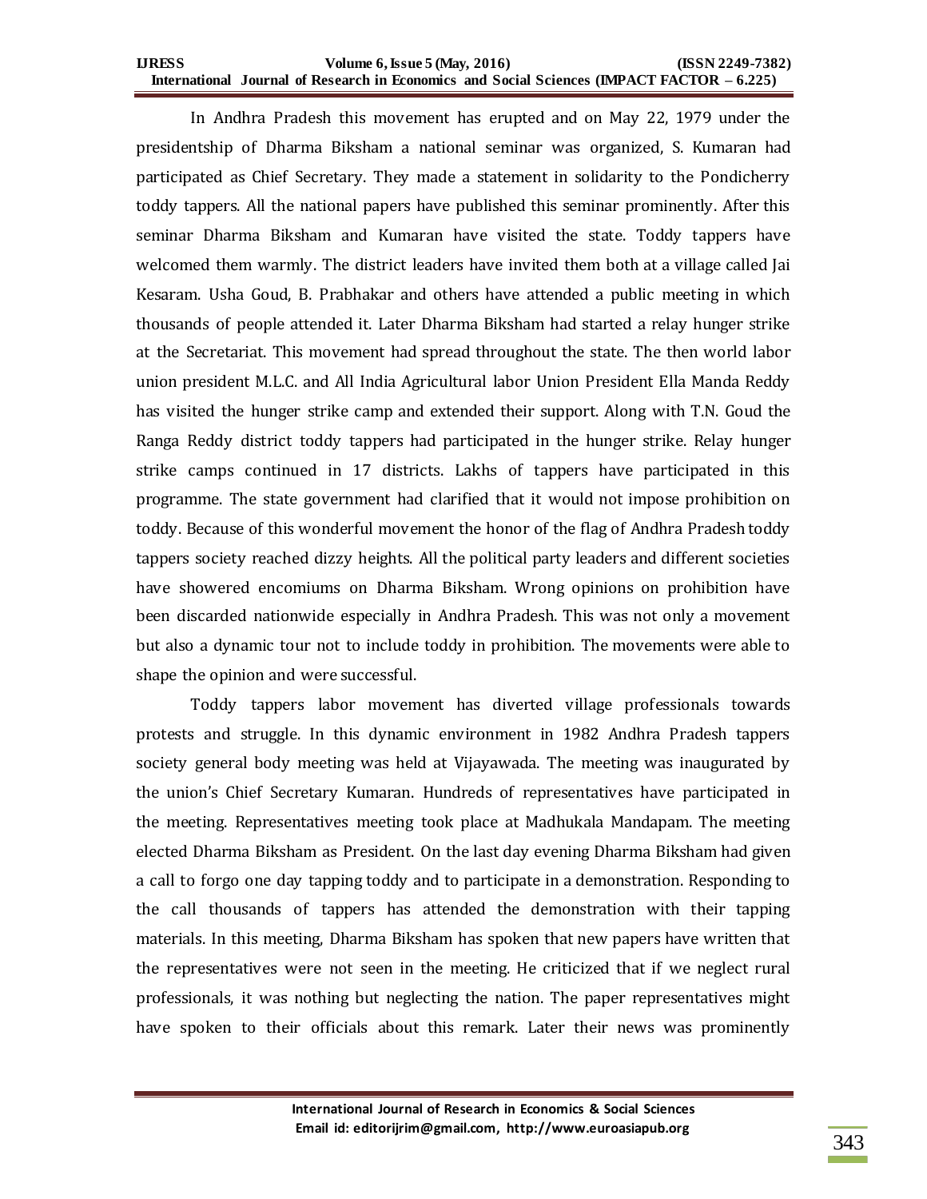In Andhra Pradesh this movement has erupted and on May 22, 1979 under the presidentship of Dharma Biksham a national seminar was organized, S. Kumaran had participated as Chief Secretary. They made a statement in solidarity to the Pondicherry toddy tappers. All the national papers have published this seminar prominently. After this seminar Dharma Biksham and Kumaran have visited the state. Toddy tappers have welcomed them warmly. The district leaders have invited them both at a village called Jai Kesaram. Usha Goud, B. Prabhakar and others have attended a public meeting in which thousands of people attended it. Later Dharma Biksham had started a relay hunger strike at the Secretariat. This movement had spread throughout the state. The then world labor union president M.L.C. and All India Agricultural labor Union President Ella Manda Reddy has visited the hunger strike camp and extended their support. Along with T.N. Goud the Ranga Reddy district toddy tappers had participated in the hunger strike. Relay hunger strike camps continued in 17 districts. Lakhs of tappers have participated in this programme. The state government had clarified that it would not impose prohibition on toddy. Because of this wonderful movement the honor of the flag of Andhra Pradesh toddy tappers society reached dizzy heights. All the political party leaders and different societies have showered encomiums on Dharma Biksham. Wrong opinions on prohibition have been discarded nationwide especially in Andhra Pradesh. This was not only a movement but also a dynamic tour not to include toddy in prohibition. The movements were able to shape the opinion and were successful.

Toddy tappers labor movement has diverted village professionals towards protests and struggle. In this dynamic environment in 1982 Andhra Pradesh tappers society general body meeting was held at Vijayawada. The meeting was inaugurated by the union's Chief Secretary Kumaran. Hundreds of representatives have participated in the meeting. Representatives meeting took place at Madhukala Mandapam. The meeting elected Dharma Biksham as President. On the last day evening Dharma Biksham had given a call to forgo one day tapping toddy and to participate in a demonstration. Responding to the call thousands of tappers has attended the demonstration with their tapping materials. In this meeting, Dharma Biksham has spoken that new papers have written that the representatives were not seen in the meeting. He criticized that if we neglect rural professionals, it was nothing but neglecting the nation. The paper representatives might have spoken to their officials about this remark. Later their news was prominently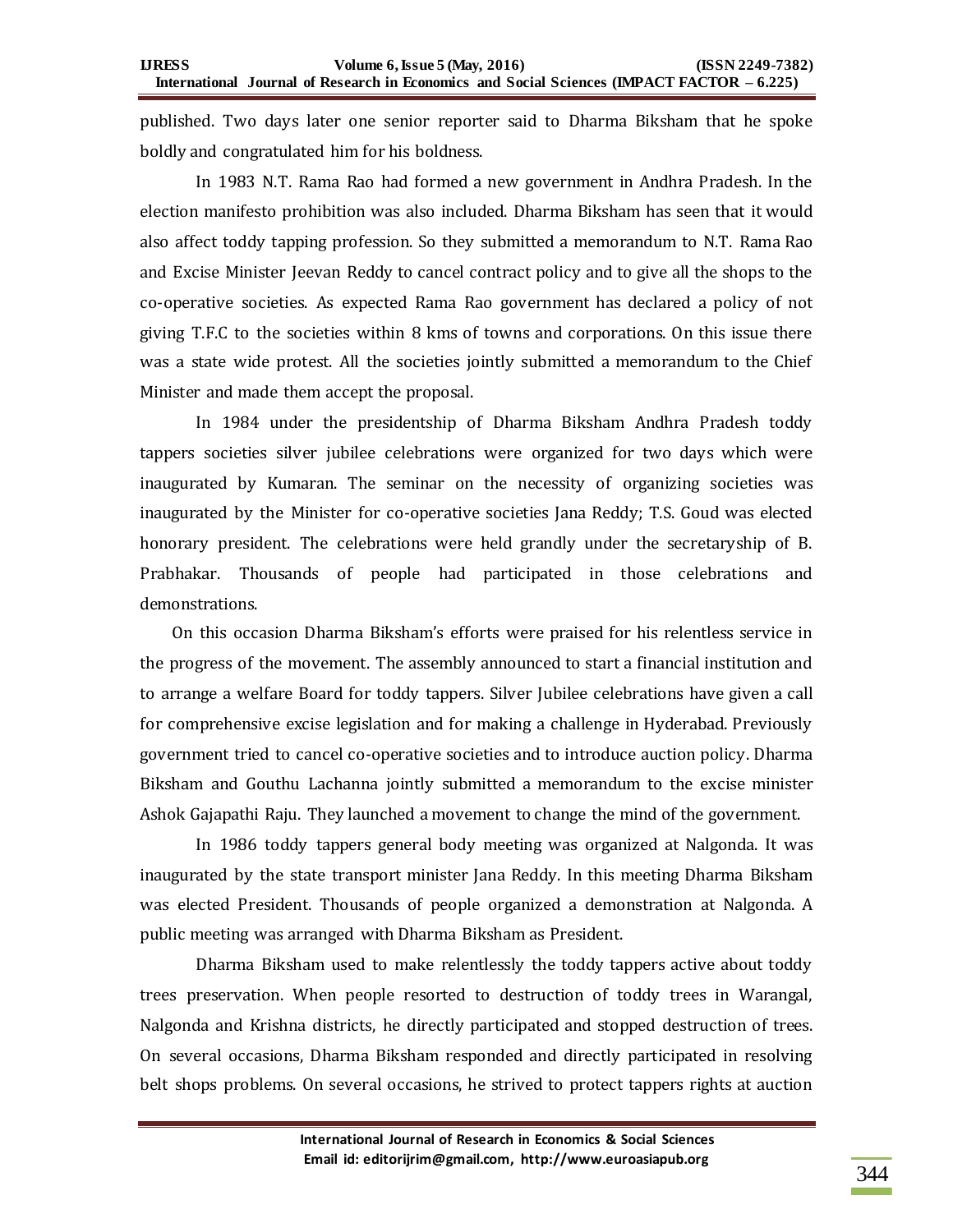published. Two days later one senior reporter said to Dharma Biksham that he spoke boldly and congratulated him for his boldness.

In 1983 N.T. Rama Rao had formed a new government in Andhra Pradesh. In the election manifesto prohibition was also included. Dharma Biksham has seen that it would also affect toddy tapping profession. So they submitted a memorandum to N.T. Rama Rao and Excise Minister Jeevan Reddy to cancel contract policy and to give all the shops to the co-operative societies. As expected Rama Rao government has declared a policy of not giving T.F.C to the societies within 8 kms of towns and corporations. On this issue there was a state wide protest. All the societies jointly submitted a memorandum to the Chief Minister and made them accept the proposal.

In 1984 under the presidentship of Dharma Biksham Andhra Pradesh toddy tappers societies silver jubilee celebrations were organized for two days which were inaugurated by Kumaran. The seminar on the necessity of organizing societies was inaugurated by the Minister for co-operative societies Jana Reddy; T.S. Goud was elected honorary president. The celebrations were held grandly under the secretaryship of B. Prabhakar. Thousands of people had participated in those celebrations and demonstrations.

On this occasion Dharma Biksham's efforts were praised for his relentless service in the progress of the movement. The assembly announced to start a financial institution and to arrange a welfare Board for toddy tappers. Silver Jubilee celebrations have given a call for comprehensive excise legislation and for making a challenge in Hyderabad. Previously government tried to cancel co-operative societies and to introduce auction policy. Dharma Biksham and Gouthu Lachanna jointly submitted a memorandum to the excise minister Ashok Gajapathi Raju. They launched a movement to change the mind of the government.

In 1986 toddy tappers general body meeting was organized at Nalgonda. It was inaugurated by the state transport minister Jana Reddy. In this meeting Dharma Biksham was elected President. Thousands of people organized a demonstration at Nalgonda. A public meeting was arranged with Dharma Biksham as President.

Dharma Biksham used to make relentlessly the toddy tappers active about toddy trees preservation. When people resorted to destruction of toddy trees in Warangal, Nalgonda and Krishna districts, he directly participated and stopped destruction of trees. On several occasions, Dharma Biksham responded and directly participated in resolving belt shops problems. On several occasions, he strived to protect tappers rights at auction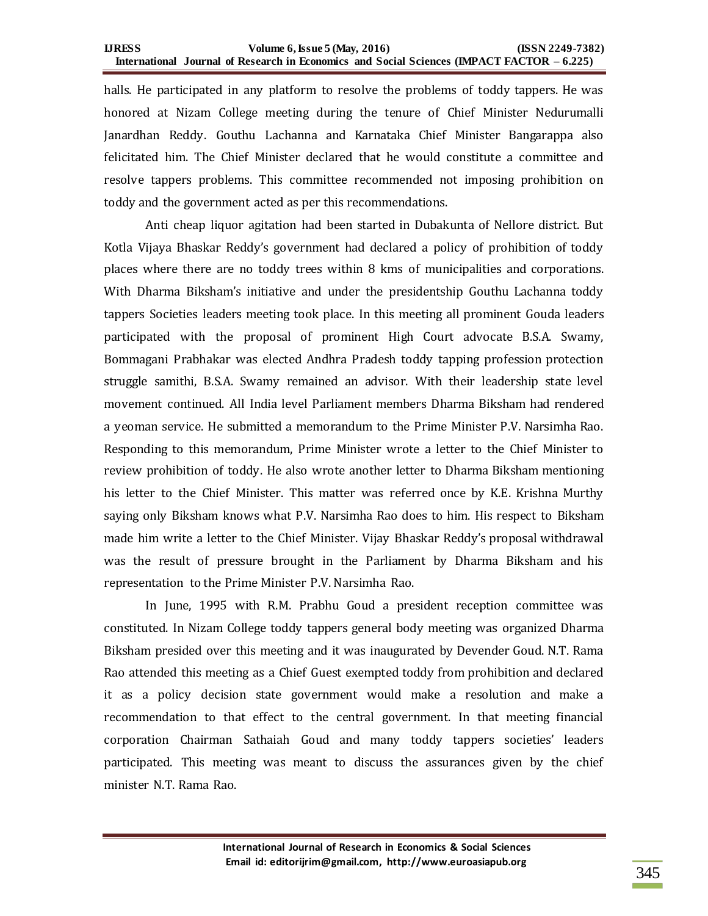halls. He participated in any platform to resolve the problems of toddy tappers. He was honored at Nizam College meeting during the tenure of Chief Minister Nedurumalli Janardhan Reddy. Gouthu Lachanna and Karnataka Chief Minister Bangarappa also felicitated him. The Chief Minister declared that he would constitute a committee and resolve tappers problems. This committee recommended not imposing prohibition on toddy and the government acted as per this recommendations.

Anti cheap liquor agitation had been started in Dubakunta of Nellore district. But Kotla Vijaya Bhaskar Reddy's government had declared a policy of prohibition of toddy places where there are no toddy trees within 8 kms of municipalities and corporations. With Dharma Biksham's initiative and under the presidentship Gouthu Lachanna toddy tappers Societies leaders meeting took place. In this meeting all prominent Gouda leaders participated with the proposal of prominent High Court advocate B.S.A. Swamy, Bommagani Prabhakar was elected Andhra Pradesh toddy tapping profession protection struggle samithi, B.S.A. Swamy remained an advisor. With their leadership state level movement continued. All India level Parliament members Dharma Biksham had rendered a yeoman service. He submitted a memorandum to the Prime Minister P.V. Narsimha Rao. Responding to this memorandum, Prime Minister wrote a letter to the Chief Minister to review prohibition of toddy. He also wrote another letter to Dharma Biksham mentioning his letter to the Chief Minister. This matter was referred once by K.E. Krishna Murthy saying only Biksham knows what P.V. Narsimha Rao does to him. His respect to Biksham made him write a letter to the Chief Minister. Vijay Bhaskar Reddy's proposal withdrawal was the result of pressure brought in the Parliament by Dharma Biksham and his representation to the Prime Minister P.V. Narsimha Rao.

In June, 1995 with R.M. Prabhu Goud a president reception committee was constituted. In Nizam College toddy tappers general body meeting was organized Dharma Biksham presided over this meeting and it was inaugurated by Devender Goud. N.T. Rama Rao attended this meeting as a Chief Guest exempted toddy from prohibition and declared it as a policy decision state government would make a resolution and make a recommendation to that effect to the central government. In that meeting financial corporation Chairman Sathaiah Goud and many toddy tappers societies' leaders participated. This meeting was meant to discuss the assurances given by the chief minister N.T. Rama Rao.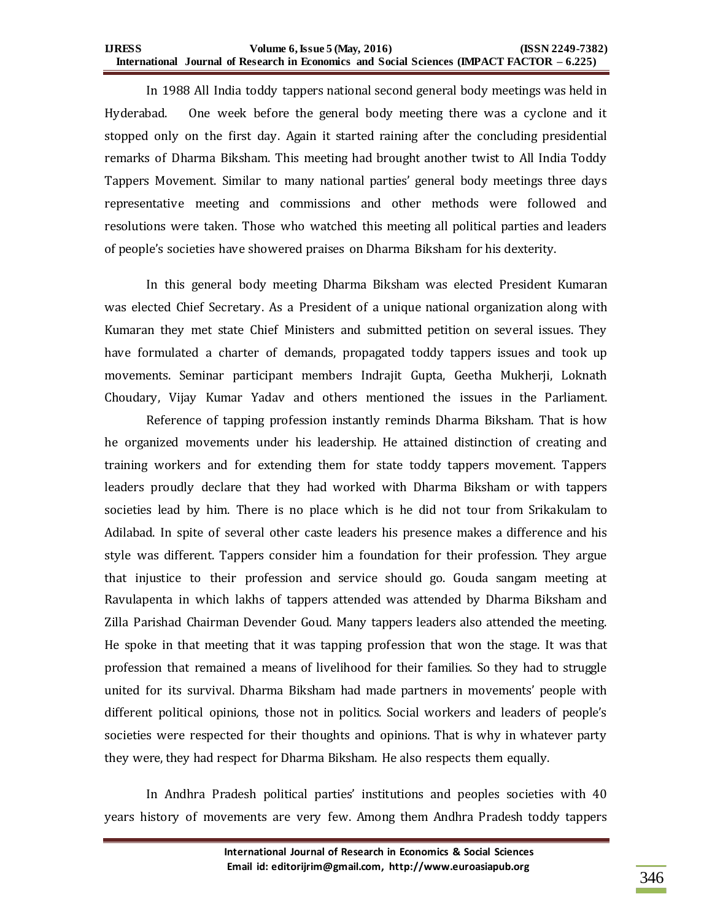In 1988 All India toddy tappers national second general body meetings was held in Hyderabad. One week before the general body meeting there was a cyclone and it stopped only on the first day. Again it started raining after the concluding presidential remarks of Dharma Biksham. This meeting had brought another twist to All India Toddy Tappers Movement. Similar to many national parties' general body meetings three days representative meeting and commissions and other methods were followed and resolutions were taken. Those who watched this meeting all political parties and leaders of people's societies have showered praises on Dharma Biksham for his dexterity.

In this general body meeting Dharma Biksham was elected President Kumaran was elected Chief Secretary. As a President of a unique national organization along with Kumaran they met state Chief Ministers and submitted petition on several issues. They have formulated a charter of demands, propagated toddy tappers issues and took up movements. Seminar participant members Indrajit Gupta, Geetha Mukherji, Loknath Choudary, Vijay Kumar Yadav and others mentioned the issues in the Parliament.

Reference of tapping profession instantly reminds Dharma Biksham. That is how he organized movements under his leadership. He attained distinction of creating and training workers and for extending them for state toddy tappers movement. Tappers leaders proudly declare that they had worked with Dharma Biksham or with tappers societies lead by him. There is no place which is he did not tour from Srikakulam to Adilabad. In spite of several other caste leaders his presence makes a difference and his style was different. Tappers consider him a foundation for their profession. They argue that injustice to their profession and service should go. Gouda sangam meeting at Ravulapenta in which lakhs of tappers attended was attended by Dharma Biksham and Zilla Parishad Chairman Devender Goud. Many tappers leaders also attended the meeting. He spoke in that meeting that it was tapping profession that won the stage. It was that profession that remained a means of livelihood for their families. So they had to struggle united for its survival. Dharma Biksham had made partners in movements' people with different political opinions, those not in politics. Social workers and leaders of people's societies were respected for their thoughts and opinions. That is why in whatever party they were, they had respect for Dharma Biksham. He also respects them equally.

In Andhra Pradesh political parties' institutions and peoples societies with 40 years history of movements are very few. Among them Andhra Pradesh toddy tappers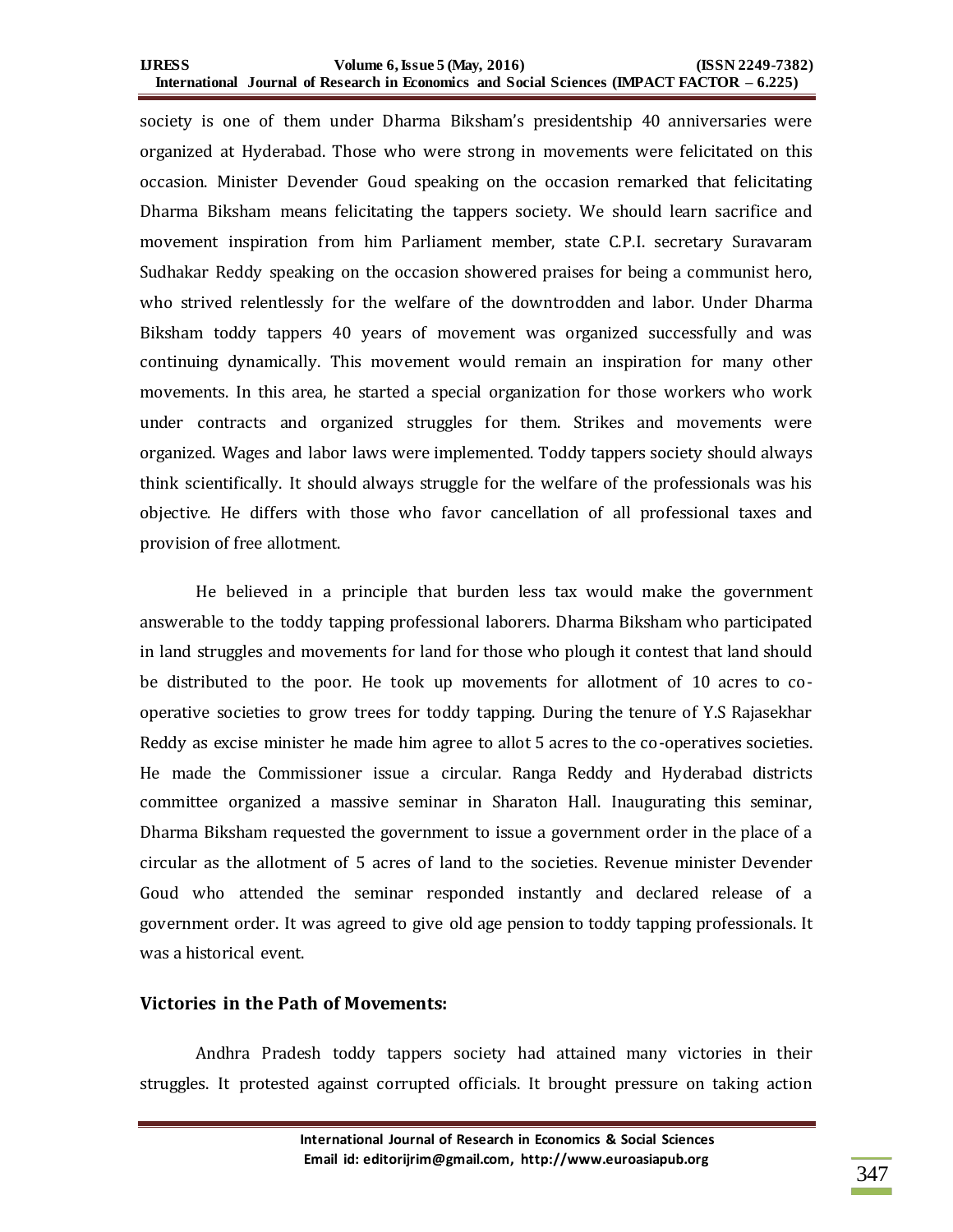society is one of them under Dharma Biksham's presidentship 40 anniversaries were organized at Hyderabad. Those who were strong in movements were felicitated on this occasion. Minister Devender Goud speaking on the occasion remarked that felicitating Dharma Biksham means felicitating the tappers society. We should learn sacrifice and movement inspiration from him Parliament member, state C.P.I. secretary Suravaram Sudhakar Reddy speaking on the occasion showered praises for being a communist hero, who strived relentlessly for the welfare of the downtrodden and labor. Under Dharma Biksham toddy tappers 40 years of movement was organized successfully and was continuing dynamically. This movement would remain an inspiration for many other movements. In this area, he started a special organization for those workers who work under contracts and organized struggles for them. Strikes and movements were organized. Wages and labor laws were implemented. Toddy tappers society should always think scientifically. It should always struggle for the welfare of the professionals was his objective. He differs with those who favor cancellation of all professional taxes and provision of free allotment.

He believed in a principle that burden less tax would make the government answerable to the toddy tapping professional laborers. Dharma Biksham who participated in land struggles and movements for land for those who plough it contest that land should be distributed to the poor. He took up movements for allotment of 10 acres to co-operative societies to grow trees for toddy tapping. During the tenure of Y.S Rajasekhar Reddy as excise minister he made him agree to allot 5 acres to the co-operatives societies. He made the Commissioner issue a circular. Ranga Reddy and Hyderabad districts committee organized a massive seminar in Sharaton Hall. Inaugurating this seminar, Dharma Biksham requested the government to issue a government order in the place of a circular as the allotment of 5 acres of land to the societies. Revenue minister Devender Goud who attended the seminar responded instantly and declared release of a government order. It was agreed to give old age pension to toddy tapping professionals. It was a historical event.

### Victories in the Path of Movements:

Andhra Pradesh toddy tappers society had attained many victories in their struggles. It protested against corrupted officials. It brought pressure on taking action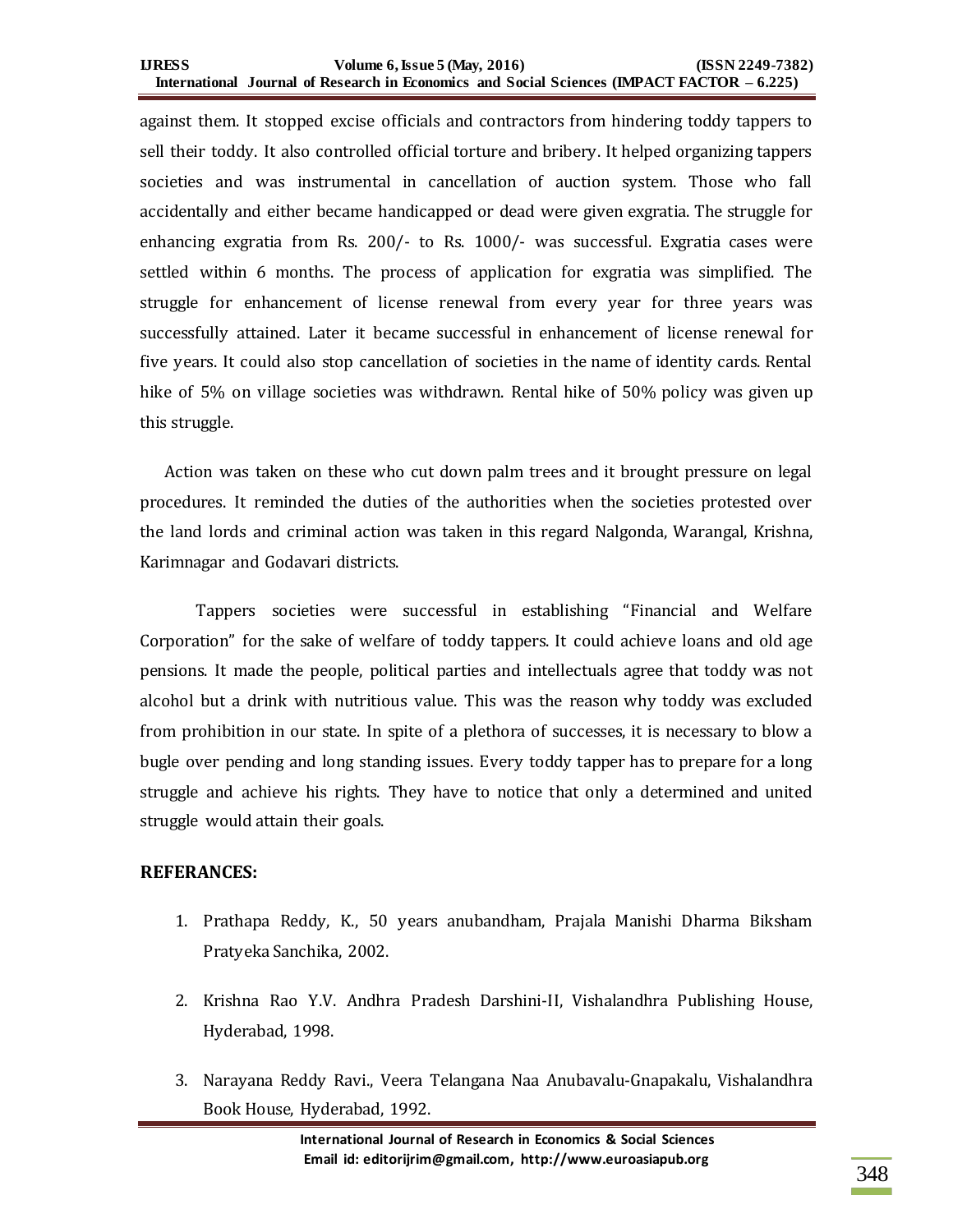against them. It stopped excise officials and contractors from hindering toddy tappers to sell their toddy. It also controlled official torture and bribery. It helped organizing tappers societies and was instrumental in cancellation of auction system. Those who fall accidentally and either became handicapped or dead were given exgratia. The struggle for enhancing exgratia from Rs. 200/- to Rs. 1000/- was successful. Exgratia cases were settled within 6 months. The process of application for exgratia was simplified. The struggle for enhancement of license renewal from every year for three years was successfully attained. Later it became successful in enhancement of license renewal for five years. It could also stop cancellation of societies in the name of identity cards. Rental hike of 5% on village societies was withdrawn. Rental hike of 50% policy was given up this struggle.

Action was taken on these who cut down palm trees and it brought pressure on legal procedures. It reminded the duties of the authorities when the societies protested over the land lords and criminal action was taken in this regard Nalgonda, Warangal, Krishna, Karimnagar and Godavari districts.

Tappers societies were successful in establishing "Financial and Welfare Corporation" for the sake of welfare of toddy tappers. It could achieve loans and old age pensions. It made the people, political parties and intellectuals agree that toddy was not alcohol but a drink with nutritious value. This was the reason why toddy was excluded from prohibition in our state. In spite of a plethora of successes, it is necessary to blow a bugle over pending and long standing issues. Every toddy tapper has to prepare for a long struggle and achieve his rights. They have to notice that only a determined and united struggle would attain their goals.

## REFERANCES:

1. Prathapa Reddy, K., 50 years anubandham, Prajala Manishi Dharma Biksham Pratyeka Sanchika, 2002.
2. Krishna Rao Y.V. Andhra Pradesh Darshini-II, Vishalandhra Publishing House, Hyderabad, 1998.
3. Narayana Reddy Ravi., Veera Telangana Naa Anubavalu-Gnapakalu, Vishalandhra Book House, Hyderabad, 1992.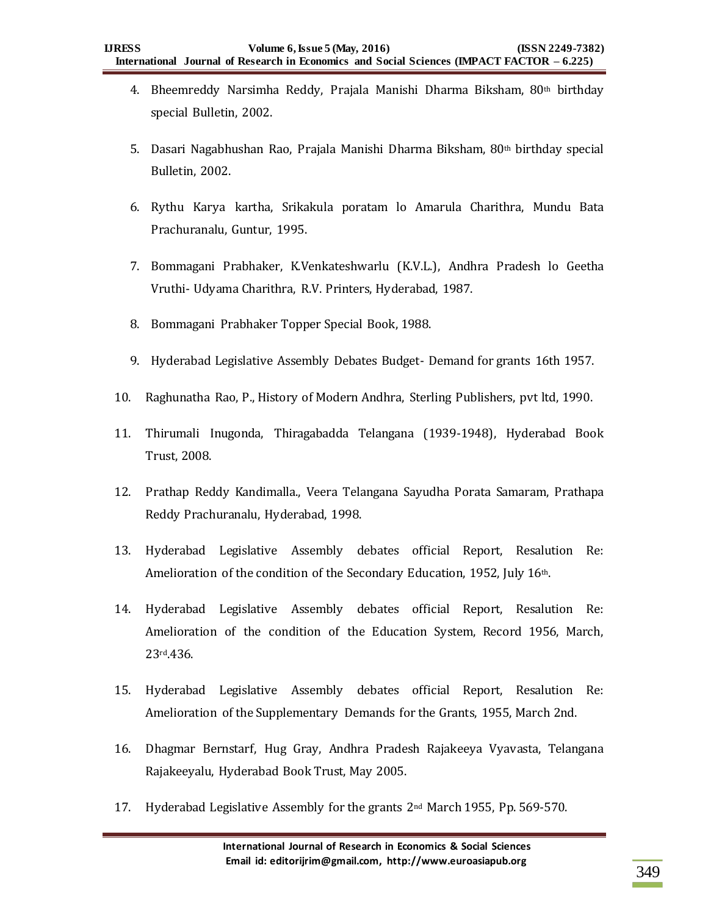4. Bheemreddy Narsimha Reddy, Prajala Manishi Dharma Biksham, 80th birthday special Bulletin, 2002.

5. Dasari Nagabhushan Rao, Prajala Manishi Dharma Biksham, 80th birthday special Bulletin, 2002.

6. Rythu Karya kartha, Srikakula poratam lo Amarula Charithra, Mundu Bata Prachuranalu, Guntur, 1995.

7. Bommagani Prabhaker, K.Venkateshwarlu (K.V.L.), Andhra Pradesh lo Geetha Vruthi- Udyama Charithra, R.V. Printers, Hyderabad, 1987.

8. Bommagani Prabhaker Topper Special Book, 1988.

9. Hyderabad Legislative Assembly Debates Budget- Demand for grants 16th 1957.

10. Raghunatha Rao, P., History of Modern Andhra, Sterling Publishers, pvt ltd, 1990.

11. Thirumali Inugonda, Thiragabadda Telangana (1939-1948), Hyderabad Book Trust, 2008.

12. Prathap Reddy Kandimalla., Veera Telangana Sayudha Porata Samaram, Prathapa Reddy Prachuranalu, Hyderabad, 1998.

13. Hyderabad Legislative Assembly debates official Report, Resalution Re: Amelioration of the condition of the Secondary Education, 1952, July 16th.

14. Hyderabad Legislative Assembly debates official Report, Resalution Re: Amelioration of the condition of the Education System, Record 1956, March, 23rd.436.

15. Hyderabad Legislative Assembly debates official Report, Resalution Re: Amelioration of the Supplementary Demands for the Grants, 1955, March 2nd.

16. Dhagmar Bernstarf, Hug Gray, Andhra Pradesh Rajakeeya Vyavasta, Telangana Rajakeeyalu, Hyderabad Book Trust, May 2005.

17. Hyderabad Legislative Assembly for the grants 2nd March 1955, Pp. 569-570.